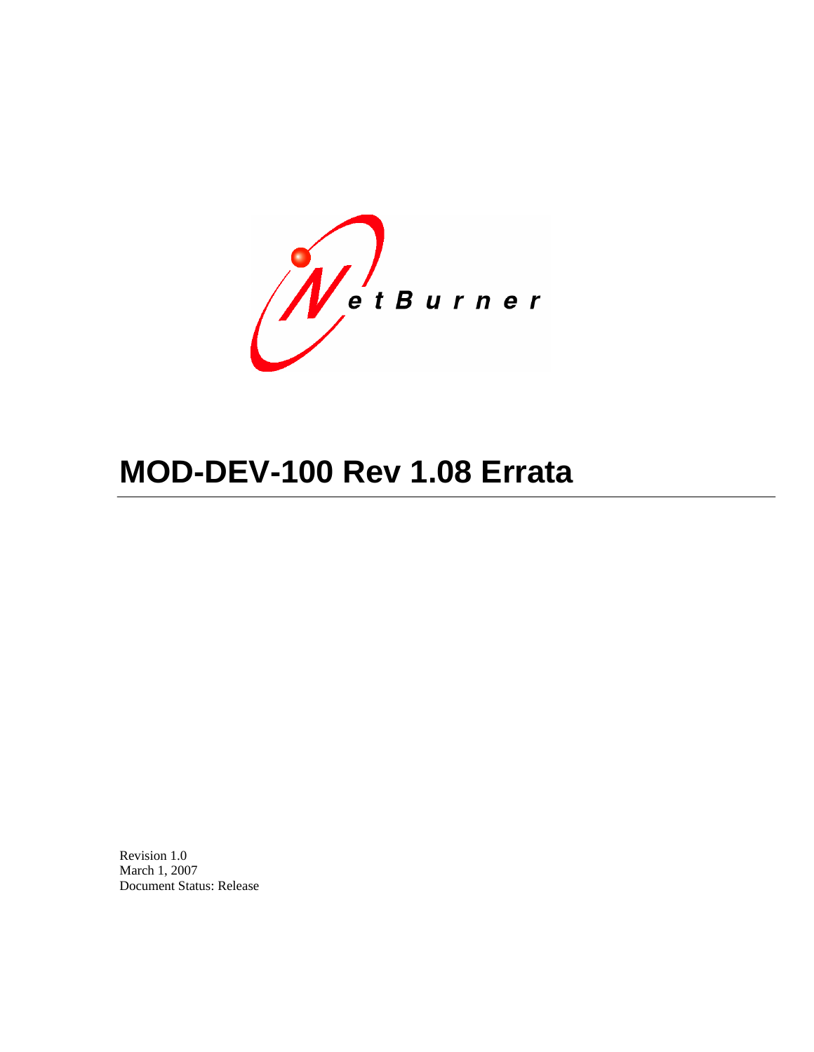# MOD-DEV-100 Rev 1.08 Errata

Revision 1.0
March 1, 2007
Document Status: Release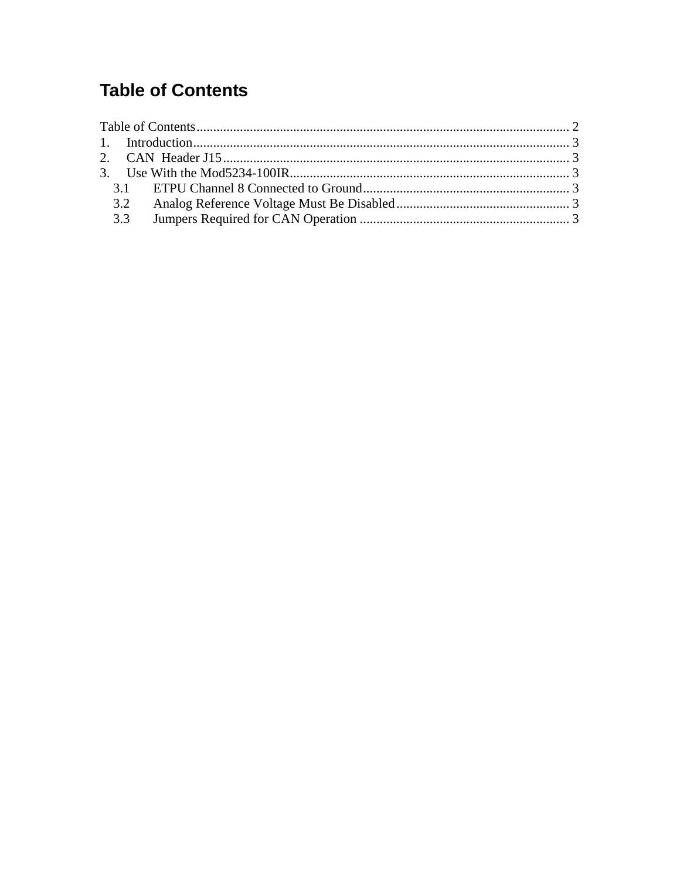# Table of Contents

Table of Contents ........................................................................................................ 2
1. Introduction ........................................................................................................ 3
2. CAN  Header J15 ................................................................................................ 3
3. Use With the Mod5234-100IR ........................................................................... 3
   3.1 ETPU Channel 8 Connected to Ground ....................................................... 3
   3.2 Analog Reference Voltage Must Be Disabled ............................................. 3
   3.3 Jumpers Required for CAN Operation ........................................................ 3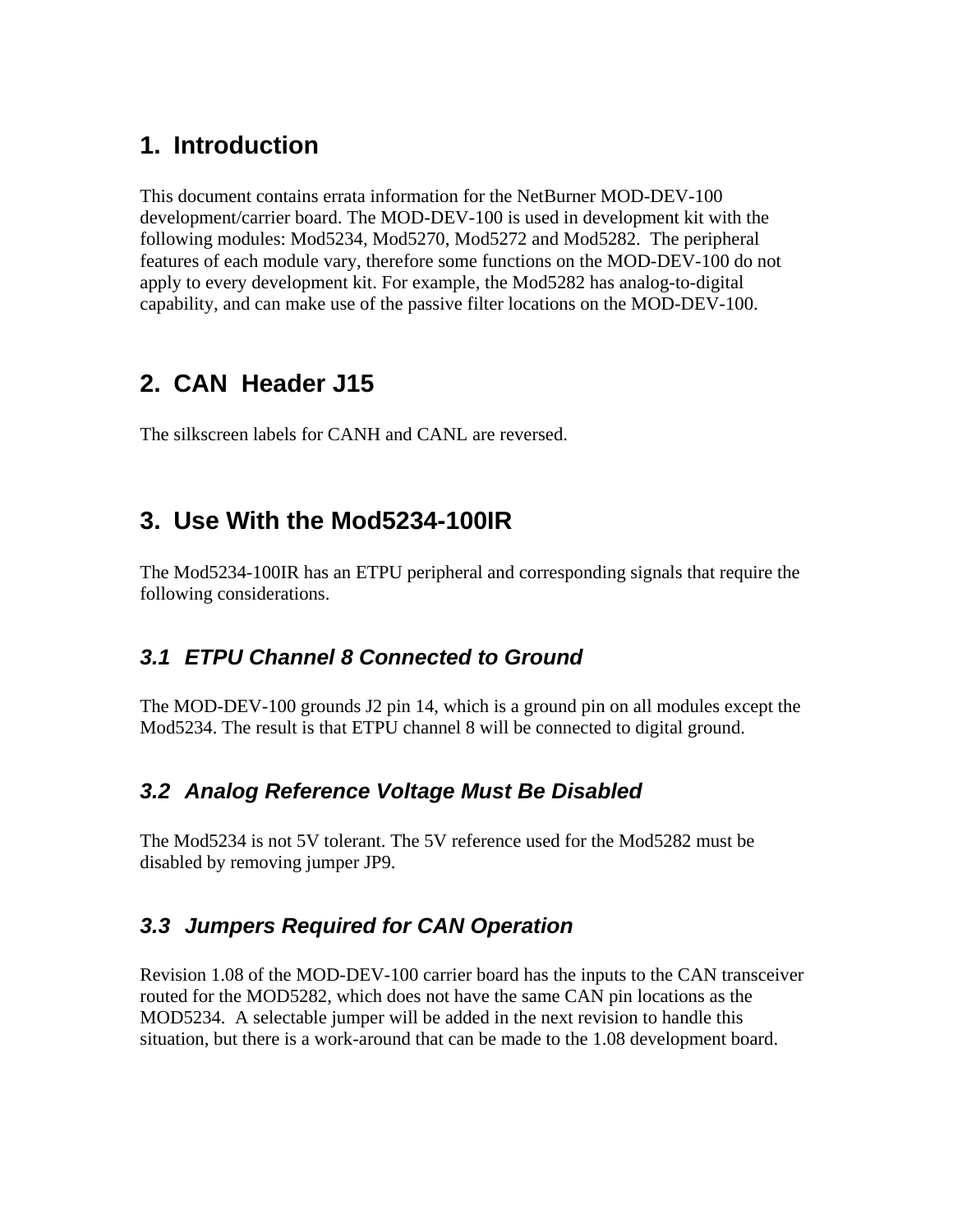# 1. Introduction

This document contains errata information for the NetBurner MOD-DEV-100 development/carrier board. The MOD-DEV-100 is used in development kit with the following modules: Mod5234, Mod5270, Mod5272 and Mod5282. The peripheral features of each module vary, therefore some functions on the MOD-DEV-100 do not apply to every development kit. For example, the Mod5282 has analog-to-digital capability, and can make use of the passive filter locations on the MOD-DEV-100.

# 2. CAN Header J15

The silkscreen labels for CANH and CANL are reversed.

# 3. Use With the Mod5234-100IR

The Mod5234-100IR has an ETPU peripheral and corresponding signals that require the following considerations.

## *3.1 ETPU Channel 8 Connected to Ground*

The MOD-DEV-100 grounds J2 pin 14, which is a ground pin on all modules except the Mod5234. The result is that ETPU channel 8 will be connected to digital ground.

## *3.2 Analog Reference Voltage Must Be Disabled*

The Mod5234 is not 5V tolerant. The 5V reference used for the Mod5282 must be disabled by removing jumper JP9.

## *3.3 Jumpers Required for CAN Operation*

Revision 1.08 of the MOD-DEV-100 carrier board has the inputs to the CAN transceiver routed for the MOD5282, which does not have the same CAN pin locations as the MOD5234. A selectable jumper will be added in the next revision to handle this situation, but there is a work-around that can be made to the 1.08 development board.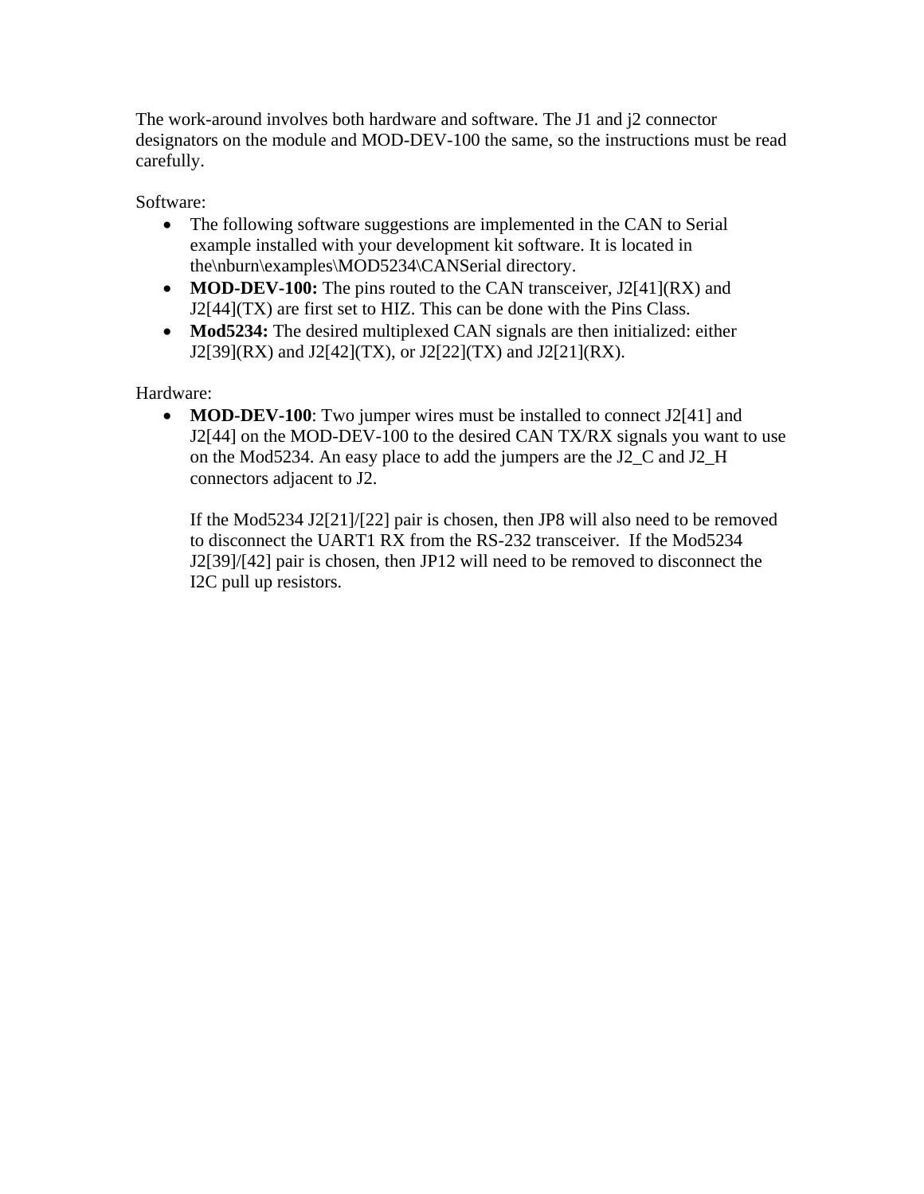The work-around involves both hardware and software. The J1 and j2 connector designators on the module and MOD-DEV-100 the same, so the instructions must be read carefully.

Software:

- The following software suggestions are implemented in the CAN to Serial example installed with your development kit software. It is located in the\nburn\examples\MOD5234\CANSerial directory.
- **MOD-DEV-100:** The pins routed to the CAN transceiver, J2[41](RX) and J2[44](TX) are first set to HIZ. This can be done with the Pins Class.
- **Mod5234:** The desired multiplexed CAN signals are then initialized: either J2[39](RX) and J2[42](TX), or J2[22](TX) and J2[21](RX).

Hardware:

- **MOD-DEV-100**: Two jumper wires must be installed to connect J2[41] and J2[44] on the MOD-DEV-100 to the desired CAN TX/RX signals you want to use on the Mod5234. An easy place to add the jumpers are the J2_C and J2_H connectors adjacent to J2.

  If the Mod5234 J2[21]/[22] pair is chosen, then JP8 will also need to be removed to disconnect the UART1 RX from the RS-232 transceiver. If the Mod5234 J2[39]/[42] pair is chosen, then JP12 will need to be removed to disconnect the I2C pull up resistors.